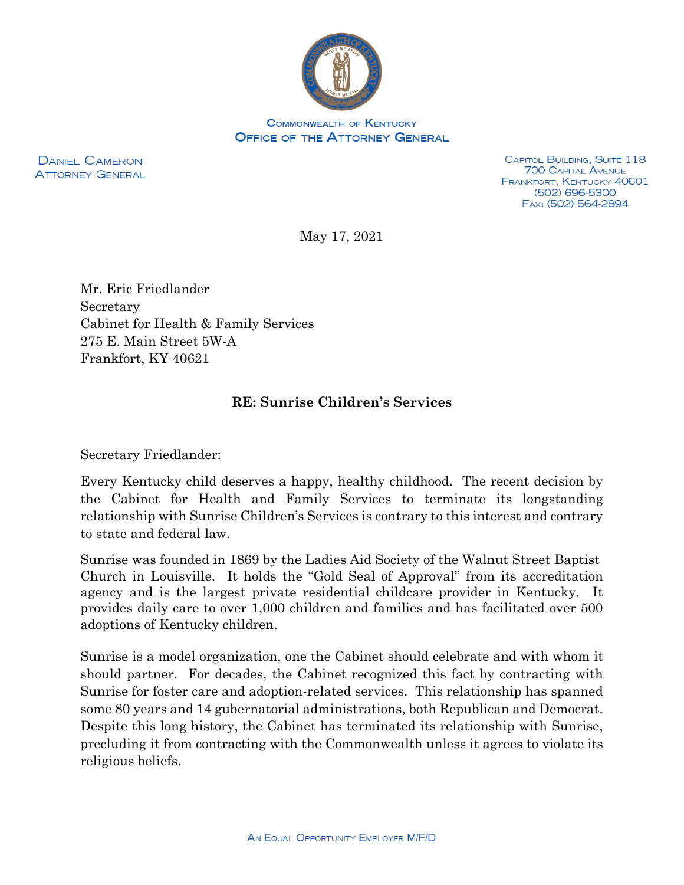Commonwealth of Kentucky
Office of the Attorney General

Daniel Cameron
Attorney General

Capitol Building, Suite 118
700 Capital Avenue
Frankfort, Kentucky 40601
(502) 696-5300
Fax: (502) 564-2894

May 17, 2021

Mr. Eric Friedlander
Secretary
Cabinet for Health & Family Services
275 E. Main Street 5W-A
Frankfort, KY 40621

**RE: Sunrise Children's Services**

Secretary Friedlander:

Every Kentucky child deserves a happy, healthy childhood. The recent decision by the Cabinet for Health and Family Services to terminate its longstanding relationship with Sunrise Children's Services is contrary to this interest and contrary to state and federal law.

Sunrise was founded in 1869 by the Ladies Aid Society of the Walnut Street Baptist Church in Louisville. It holds the "Gold Seal of Approval" from its accreditation agency and is the largest private residential childcare provider in Kentucky. It provides daily care to over 1,000 children and families and has facilitated over 500 adoptions of Kentucky children.

Sunrise is a model organization, one the Cabinet should celebrate and with whom it should partner. For decades, the Cabinet recognized this fact by contracting with Sunrise for foster care and adoption-related services. This relationship has spanned some 80 years and 14 gubernatorial administrations, both Republican and Democrat. Despite this long history, the Cabinet has terminated its relationship with Sunrise, precluding it from contracting with the Commonwealth unless it agrees to violate its religious beliefs.

An Equal Opportunity Employer M/F/D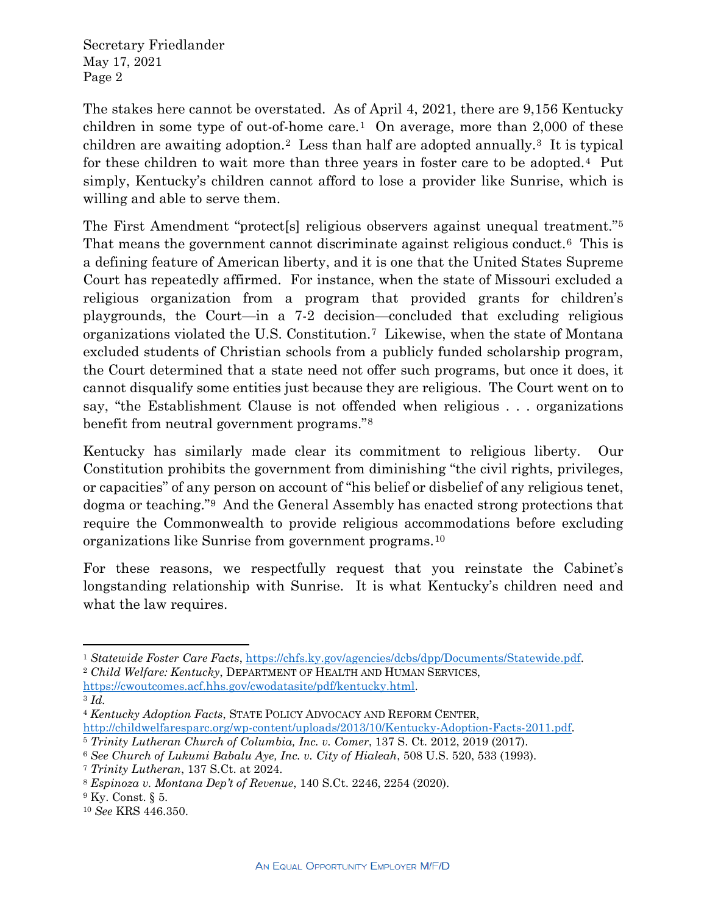The stakes here cannot be overstated. As of April 4, 2021, there are 9,156 Kentucky children in some type of out-of-home care.[1] On average, more than 2,000 of these children are awaiting adoption.[2] Less than half are adopted annually.[3] It is typical for these children to wait more than three years in foster care to be adopted.[4] Put simply, Kentucky's children cannot afford to lose a provider like Sunrise, which is willing and able to serve them.

The First Amendment "protect[s] religious observers against unequal treatment."[5] That means the government cannot discriminate against religious conduct.[6] This is a defining feature of American liberty, and it is one that the United States Supreme Court has repeatedly affirmed. For instance, when the state of Missouri excluded a religious organization from a program that provided grants for children's playgrounds, the Court—in a 7-2 decision—concluded that excluding religious organizations violated the U.S. Constitution.[7] Likewise, when the state of Montana excluded students of Christian schools from a publicly funded scholarship program, the Court determined that a state need not offer such programs, but once it does, it cannot disqualify some entities just because they are religious. The Court went on to say, "the Establishment Clause is not offended when religious . . . organizations benefit from neutral government programs."[8]

Kentucky has similarly made clear its commitment to religious liberty. Our Constitution prohibits the government from diminishing "the civil rights, privileges, or capacities" of any person on account of "his belief or disbelief of any religious tenet, dogma or teaching."[9] And the General Assembly has enacted strong protections that require the Commonwealth to provide religious accommodations before excluding organizations like Sunrise from government programs.[10]

For these reasons, we respectfully request that you reinstate the Cabinet's longstanding relationship with Sunrise. It is what Kentucky's children need and what the law requires.

---

[1] *Statewide Foster Care Facts*, https://chfs.ky.gov/agencies/dcbs/dpp/Documents/Statewide.pdf.

[2] *Child Welfare: Kentucky*, DEPARTMENT OF HEALTH AND HUMAN SERVICES, https://cwoutcomes.acf.hhs.gov/cwodatasite/pdf/kentucky.html.

[3] *Id.*

[4] *Kentucky Adoption Facts*, STATE POLICY ADVOCACY AND REFORM CENTER, http://childwelfaresparc.org/wp-content/uploads/2013/10/Kentucky-Adoption-Facts-2011.pdf.

[5] *Trinity Lutheran Church of Columbia, Inc. v. Comer*, 137 S. Ct. 2012, 2019 (2017).

[6] *See Church of Lukumi Babalu Aye, Inc. v. City of Hialeah*, 508 U.S. 520, 533 (1993).

[7] *Trinity Lutheran*, 137 S.Ct. at 2024.

[8] *Espinoza v. Montana Dep't of Revenue*, 140 S.Ct. 2246, 2254 (2020).

[9] Ky. Const. § 5.

[10] *See* KRS 446.350.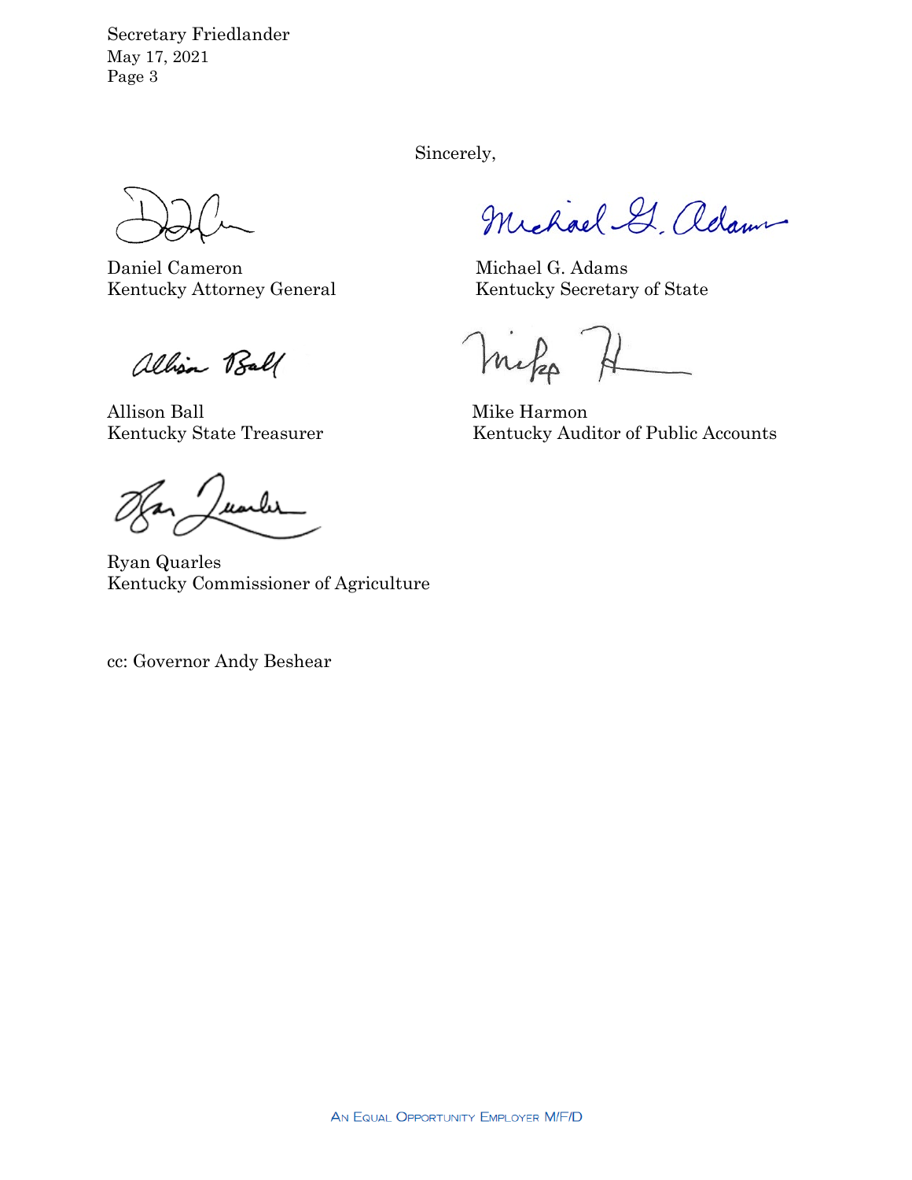Sincerely,

Daniel Cameron
Kentucky Attorney General

Michael G. Adams
Kentucky Secretary of State

Allison Ball
Kentucky State Treasurer

Mike Harmon
Kentucky Auditor of Public Accounts

Ryan Quarles
Kentucky Commissioner of Agriculture

cc: Governor Andy Beshear